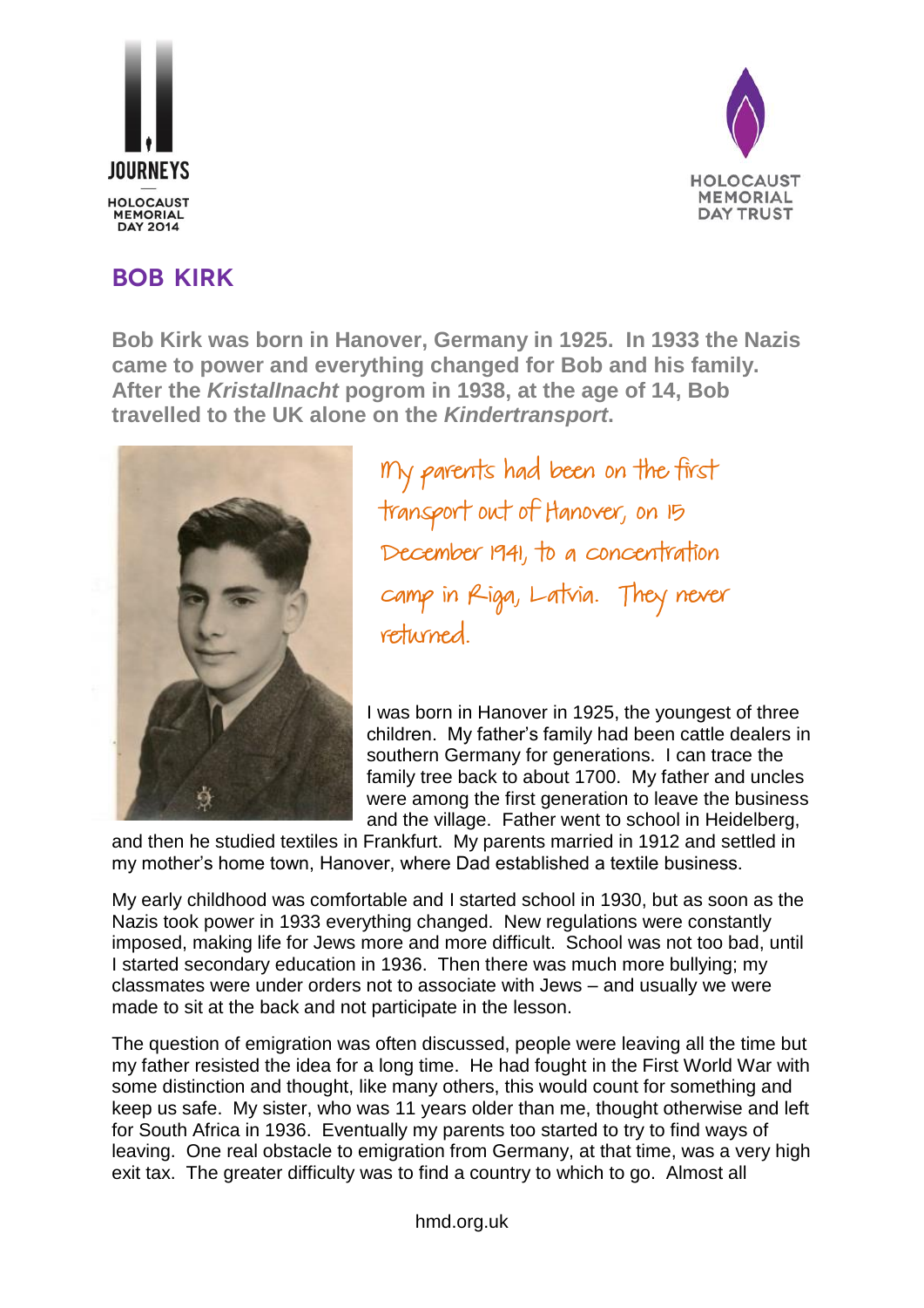JOURNEYS — HOLOCAUST MEMORIAL DAY 2014

HOLOCAUST MEMORIAL DAY TRUST

# BOB KIRK

**Bob Kirk was born in Hanover, Germany in 1925. In 1933 the Nazis came to power and everything changed for Bob and his family. After the *Kristallnacht* pogrom in 1938, at the age of 14, Bob travelled to the UK alone on the *Kindertransport*.**

*My parents had been on the first transport out of Hanover, on 15 December 1941, to a concentration camp in Riga, Latvia. They never returned.*

I was born in Hanover in 1925, the youngest of three children. My father's family had been cattle dealers in southern Germany for generations. I can trace the family tree back to about 1700. My father and uncles were among the first generation to leave the business and the village. Father went to school in Heidelberg, and then he studied textiles in Frankfurt. My parents married in 1912 and settled in my mother's home town, Hanover, where Dad established a textile business.

My early childhood was comfortable and I started school in 1930, but as soon as the Nazis took power in 1933 everything changed. New regulations were constantly imposed, making life for Jews more and more difficult. School was not too bad, until I started secondary education in 1936. Then there was much more bullying; my classmates were under orders not to associate with Jews – and usually we were made to sit at the back and not participate in the lesson.

The question of emigration was often discussed, people were leaving all the time but my father resisted the idea for a long time. He had fought in the First World War with some distinction and thought, like many others, this would count for something and keep us safe. My sister, who was 11 years older than me, thought otherwise and left for South Africa in 1936. Eventually my parents too started to try to find ways of leaving. One real obstacle to emigration from Germany, at that time, was a very high exit tax. The greater difficulty was to find a country to which to go. Almost all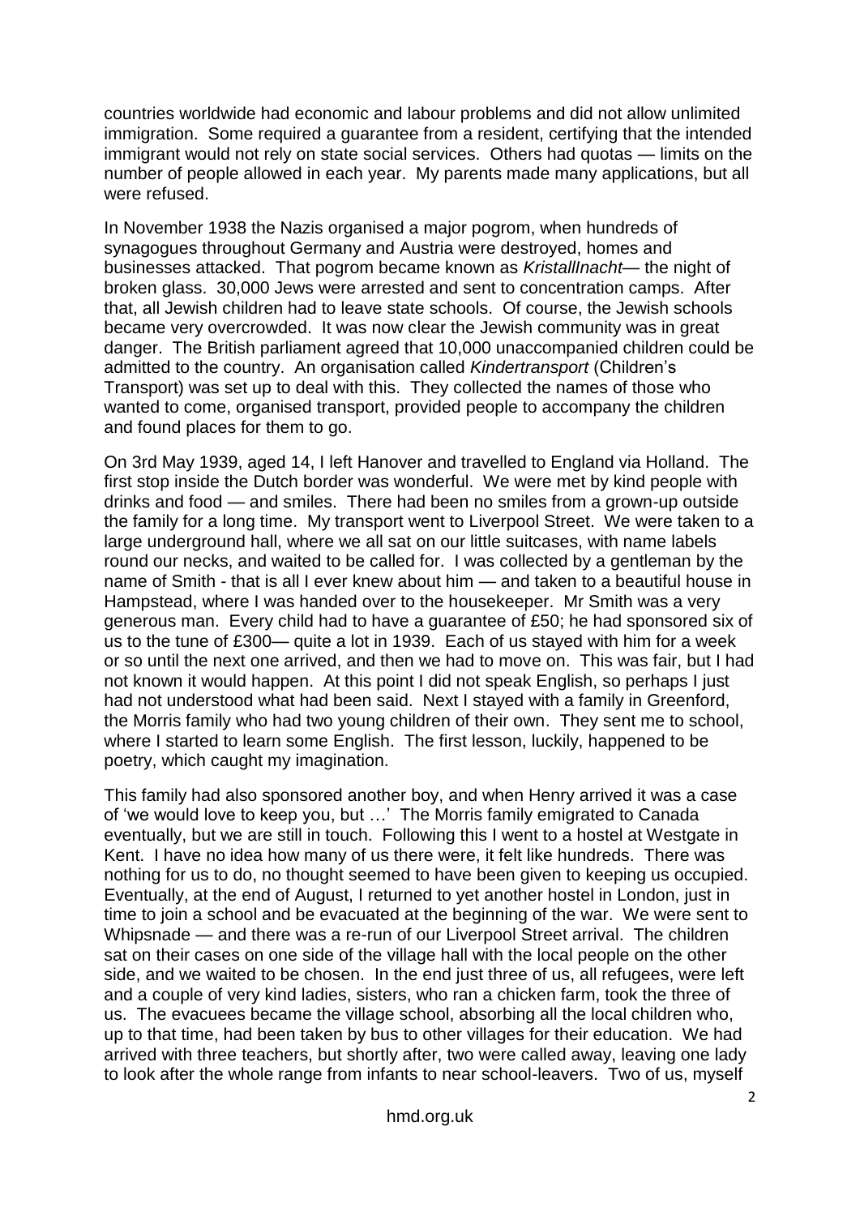countries worldwide had economic and labour problems and did not allow unlimited immigration. Some required a guarantee from a resident, certifying that the intended immigrant would not rely on state social services. Others had quotas — limits on the number of people allowed in each year. My parents made many applications, but all were refused.

In November 1938 the Nazis organised a major pogrom, when hundreds of synagogues throughout Germany and Austria were destroyed, homes and businesses attacked. That pogrom became known as *Kristallnacht*— the night of broken glass. 30,000 Jews were arrested and sent to concentration camps. After that, all Jewish children had to leave state schools. Of course, the Jewish schools became very overcrowded. It was now clear the Jewish community was in great danger. The British parliament agreed that 10,000 unaccompanied children could be admitted to the country. An organisation called *Kindertransport* (Children's Transport) was set up to deal with this. They collected the names of those who wanted to come, organised transport, provided people to accompany the children and found places for them to go.

On 3rd May 1939, aged 14, I left Hanover and travelled to England via Holland. The first stop inside the Dutch border was wonderful. We were met by kind people with drinks and food — and smiles. There had been no smiles from a grown-up outside the family for a long time. My transport went to Liverpool Street. We were taken to a large underground hall, where we all sat on our little suitcases, with name labels round our necks, and waited to be called for. I was collected by a gentleman by the name of Smith - that is all I ever knew about him — and taken to a beautiful house in Hampstead, where I was handed over to the housekeeper. Mr Smith was a very generous man. Every child had to have a guarantee of £50; he had sponsored six of us to the tune of £300— quite a lot in 1939. Each of us stayed with him for a week or so until the next one arrived, and then we had to move on. This was fair, but I had not known it would happen. At this point I did not speak English, so perhaps I just had not understood what had been said. Next I stayed with a family in Greenford, the Morris family who had two young children of their own. They sent me to school, where I started to learn some English. The first lesson, luckily, happened to be poetry, which caught my imagination.

This family had also sponsored another boy, and when Henry arrived it was a case of 'we would love to keep you, but …' The Morris family emigrated to Canada eventually, but we are still in touch. Following this I went to a hostel at Westgate in Kent. I have no idea how many of us there were, it felt like hundreds. There was nothing for us to do, no thought seemed to have been given to keeping us occupied. Eventually, at the end of August, I returned to yet another hostel in London, just in time to join a school and be evacuated at the beginning of the war. We were sent to Whipsnade — and there was a re-run of our Liverpool Street arrival. The children sat on their cases on one side of the village hall with the local people on the other side, and we waited to be chosen. In the end just three of us, all refugees, were left and a couple of very kind ladies, sisters, who ran a chicken farm, took the three of us. The evacuees became the village school, absorbing all the local children who, up to that time, had been taken by bus to other villages for their education. We had arrived with three teachers, but shortly after, two were called away, leaving one lady to look after the whole range from infants to near school-leavers. Two of us, myself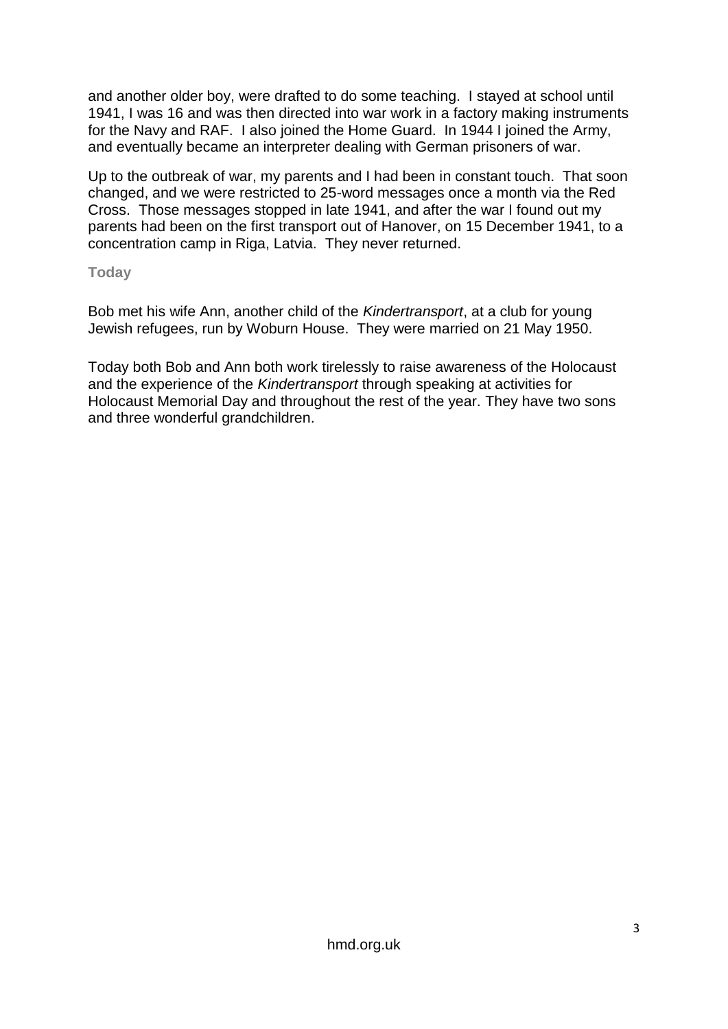and another older boy, were drafted to do some teaching. I stayed at school until 1941, I was 16 and was then directed into war work in a factory making instruments for the Navy and RAF. I also joined the Home Guard. In 1944 I joined the Army, and eventually became an interpreter dealing with German prisoners of war.

Up to the outbreak of war, my parents and I had been in constant touch. That soon changed, and we were restricted to 25-word messages once a month via the Red Cross. Those messages stopped in late 1941, and after the war I found out my parents had been on the first transport out of Hanover, on 15 December 1941, to a concentration camp in Riga, Latvia. They never returned.

### Today

Bob met his wife Ann, another child of the *Kindertransport*, at a club for young Jewish refugees, run by Woburn House. They were married on 21 May 1950.

Today both Bob and Ann both work tirelessly to raise awareness of the Holocaust and the experience of the *Kindertransport* through speaking at activities for Holocaust Memorial Day and throughout the rest of the year. They have two sons and three wonderful grandchildren.